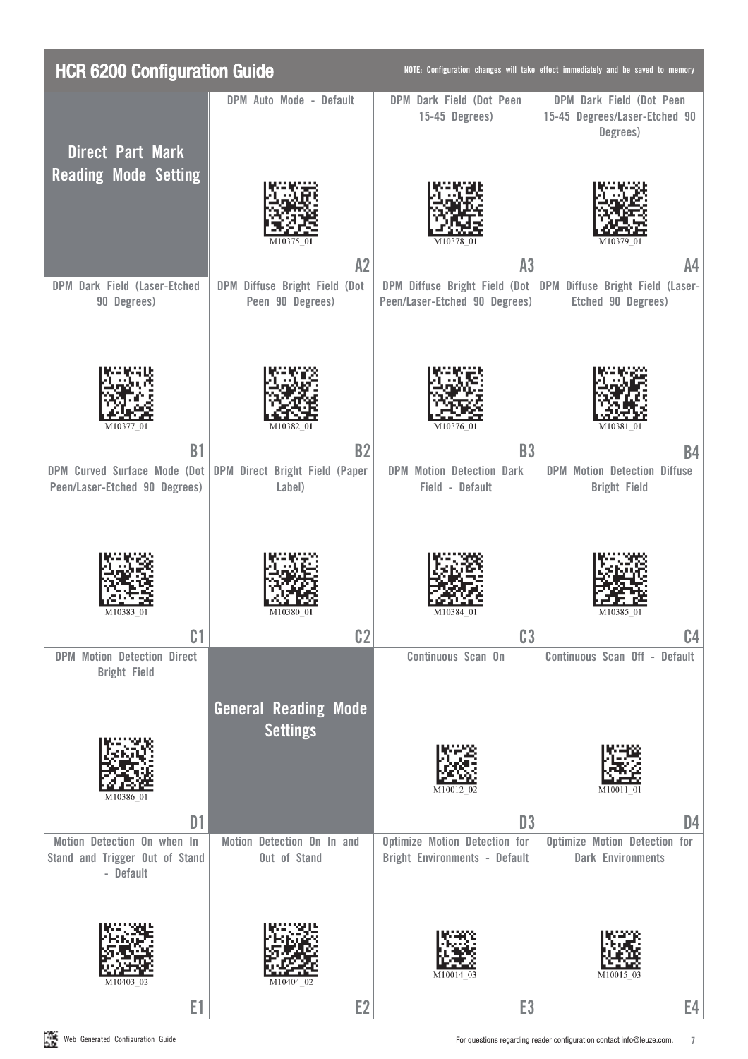# HCR 6200 Configuration Guide

NOTE: Configuration changes will take effect immediately and be saved to memory

| | | | |
|---|---|---|---|
| **Direct Part Mark Reading Mode Setting** | DPM Auto Mode - Default<br>M10375_01<br>A2 | DPM Dark Field (Dot Peen 15-45 Degrees)<br>M10378_01<br>A3 | DPM Dark Field (Dot Peen 15-45 Degrees/Laser-Etched 90 Degrees)<br>M10379_01<br>A4 |
| DPM Dark Field (Laser-Etched 90 Degrees)<br>M10377_01<br>B1 | DPM Diffuse Bright Field (Dot Peen 90 Degrees)<br>M10382_01<br>B2 | DPM Diffuse Bright Field (Dot Peen/Laser-Etched 90 Degrees)<br>M10376_01<br>B3 | DPM Diffuse Bright Field (Laser-Etched 90 Degrees)<br>M10381_01<br>B4 |
| DPM Curved Surface Mode (Dot Peen/Laser-Etched 90 Degrees)<br>M10383_01<br>C1 | DPM Direct Bright Field (Paper Label)<br>M10380_01<br>C2 | DPM Motion Detection Dark Field - Default<br>M10384_01<br>C3 | DPM Motion Detection Diffuse Bright Field<br>M10385_01<br>C4 |
| DPM Motion Detection Direct Bright Field<br>M10386_01<br>D1 | **General Reading Mode Settings** | Continuous Scan On<br>M10012_02<br>D3 | Continuous Scan Off - Default<br>M10011_01<br>D4 |
| Motion Detection On when In Stand and Trigger Out of Stand - Default<br>M10403_02<br>E1 | Motion Detection On In and Out of Stand<br>M10404_02<br>E2 | Optimize Motion Detection for Bright Environments - Default<br>M10014_03<br>E3 | Optimize Motion Detection for Dark Environments<br>M10015_03<br>E4 |

Web Generated Configuration Guide

For questions regarding reader configuration contact info@leuze.com.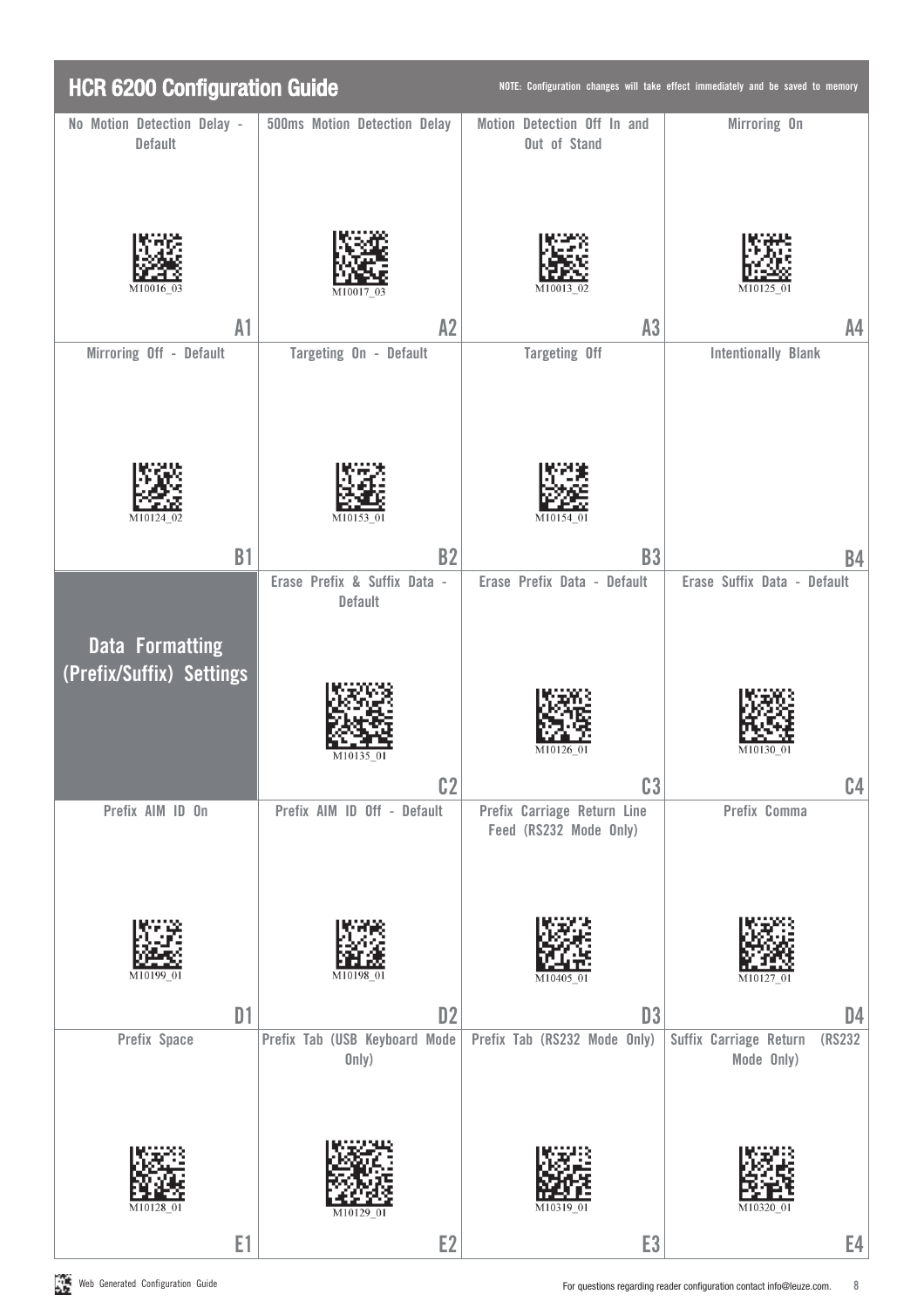# HCR 6200 Configuration Guide

NOTE: Configuration changes will take effect immediately and be saved to memory

| | 1 | 2 | 3 | 4 |
|---|---|---|---|---|
| A | No Motion Detection Delay - Default<br>M10016_03 | 500ms Motion Detection Delay<br>M10017_03 | Motion Detection Off In and Out of Stand<br>M10013_02 | Mirroring On<br>M10125_01 |
| B | Mirroring Off - Default<br>M10124_02 | Targeting On - Default<br>M10153_01 | Targeting Off<br>M10154_01 | Intentionally Blank |
| C | **Data Formatting (Prefix/Suffix) Settings** | Erase Prefix & Suffix Data - Default<br>M10135_01 | Erase Prefix Data - Default<br>M10126_01 | Erase Suffix Data - Default<br>M10130_01 |
| D | Prefix AIM ID On<br>M10199_01 | Prefix AIM ID Off - Default<br>M10198_01 | Prefix Carriage Return Line Feed (RS232 Mode Only)<br>M10405_01 | Prefix Comma<br>M10127_01 |
| E | Prefix Space<br>M10128_01 | Prefix Tab (USB Keyboard Mode Only)<br>M10129_01 | Prefix Tab (RS232 Mode Only)<br>M10319_01 | Suffix Carriage Return (RS232 Mode Only)<br>M10320_01 |

Web Generated Configuration Guide

For questions regarding reader configuration contact info@leuze.com.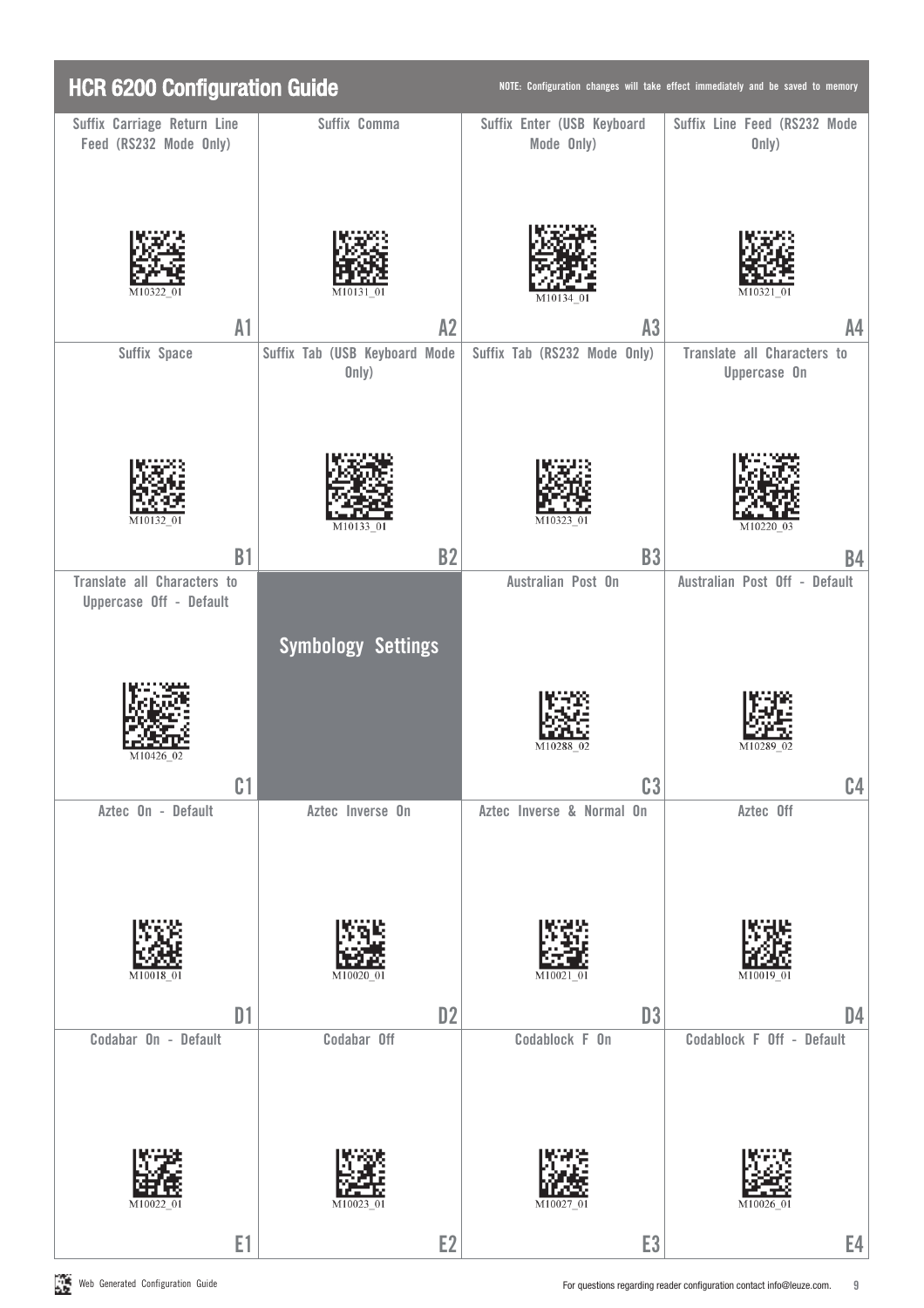# HCR 6200 Configuration Guide

NOTE: Configuration changes will take effect immediately and be saved to memory

| | | | |
|---|---|---|---|
| Suffix Carriage Return Line Feed (RS232 Mode Only)<br>M10322_01<br>A1 | Suffix Comma<br>M10131_01<br>A2 | Suffix Enter (USB Keyboard Mode Only)<br>M10134_01<br>A3 | Suffix Line Feed (RS232 Mode Only)<br>M10321_01<br>A4 |
| Suffix Space<br>M10132_01<br>B1 | Suffix Tab (USB Keyboard Mode Only)<br>M10133_01<br>B2 | Suffix Tab (RS232 Mode Only)<br>M10323_01<br>B3 | Translate all Characters to Uppercase On<br>M10220_03<br>B4 |
| Translate all Characters to Uppercase Off - Default<br>M10426_02<br>C1 | **Symbology Settings** | Australian Post On<br>M10288_02<br>C3 | Australian Post Off - Default<br>M10289_02<br>C4 |
| Aztec On - Default<br>M10018_01<br>D1 | Aztec Inverse On<br>M10020_01<br>D2 | Aztec Inverse & Normal On<br>M10021_01<br>D3 | Aztec Off<br>M10019_01<br>D4 |
| Codabar On - Default<br>M10022_01<br>E1 | Codabar Off<br>M10023_01<br>E2 | Codablock F On<br>M10027_01<br>E3 | Codablock F Off - Default<br>M10026_01<br>E4 |

Web Generated Configuration Guide

For questions regarding reader configuration contact info@leuze.com.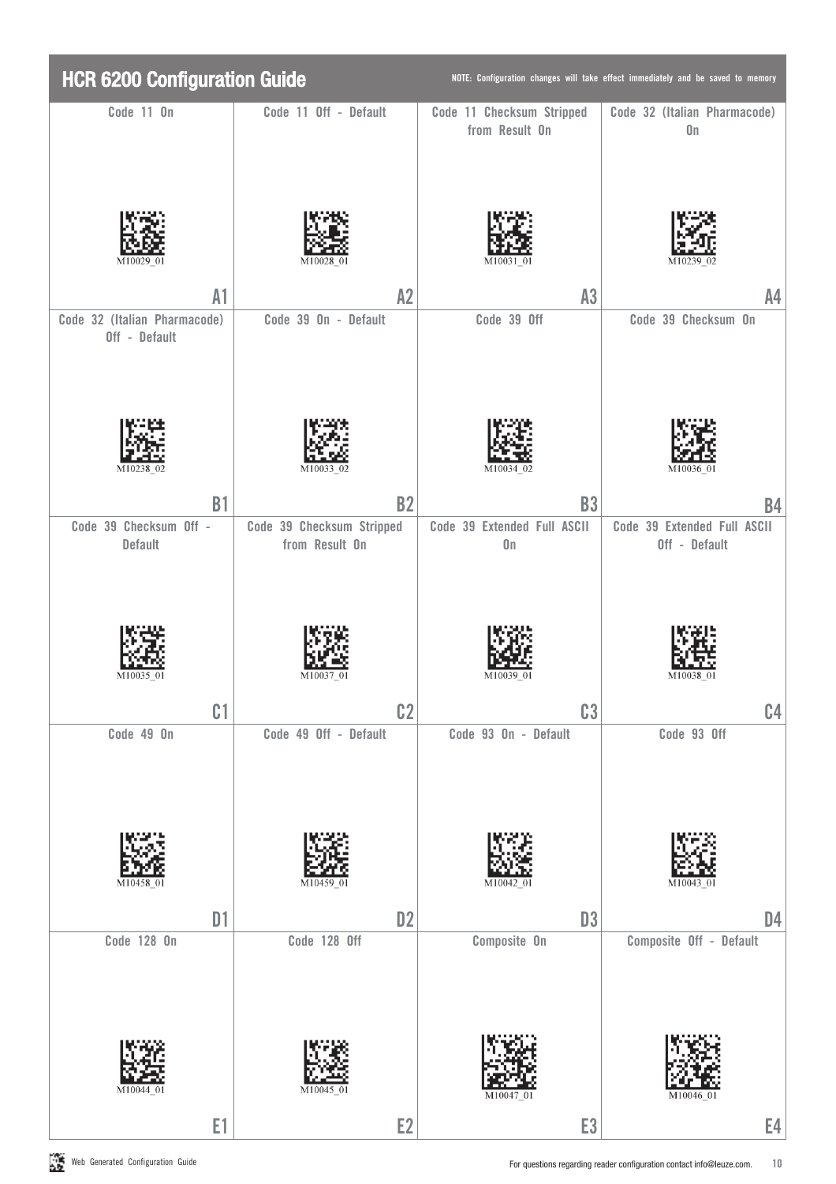# HCR 6200 Configuration Guide

NOTE: Configuration changes will take effect immediately and be saved to memory

| | 1 | 2 | 3 | 4 |
|---|---|---|---|---|
| A | Code 11 On<br>M10029_01 | Code 11 Off - Default<br>M10028_01 | Code 11 Checksum Stripped from Result On<br>M10031_01 | Code 32 (Italian Pharmacode) On<br>M10239_02 |
| B | Code 32 (Italian Pharmacode) Off - Default<br>M10238_02 | Code 39 On - Default<br>M10033_02 | Code 39 Off<br>M10034_02 | Code 39 Checksum On<br>M10036_01 |
| C | Code 39 Checksum Off - Default<br>M10035_01 | Code 39 Checksum Stripped from Result On<br>M10037_01 | Code 39 Extended Full ASCII On<br>M10039_01 | Code 39 Extended Full ASCII Off - Default<br>M10038_01 |
| D | Code 49 On<br>M10458_01 | Code 49 Off - Default<br>M10459_01 | Code 93 On - Default<br>M10042_01 | Code 93 Off<br>M10043_01 |
| E | Code 128 On<br>M10044_01 | Code 128 Off<br>M10045_01 | Composite On<br>M10047_01 | Composite Off - Default<br>M10046_01 |

Web Generated Configuration Guide

For questions regarding reader configuration contact info@leuze.com.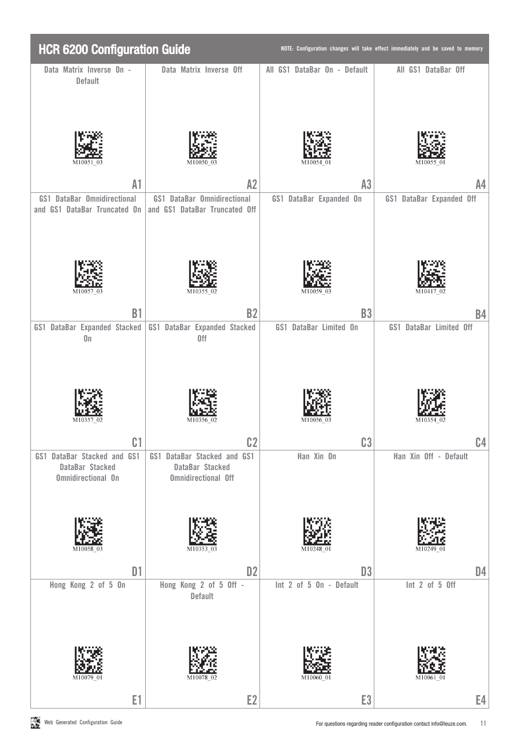# HCR 6200 Configuration Guide

NOTE: Configuration changes will take effect immediately and be saved to memory

| | | | |
|---|---|---|---|
| Data Matrix Inverse On - Default<br>M10051_03<br>**A1** | Data Matrix Inverse Off<br>M10050_03<br>**A2** | All GS1 DataBar On - Default<br>M10054_01<br>**A3** | All GS1 DataBar Off<br>M10055_01<br>**A4** |
| GS1 DataBar Omnidirectional and GS1 DataBar Truncated On<br>M10057_03<br>**B1** | GS1 DataBar Omnidirectional and GS1 DataBar Truncated Off<br>M10355_02<br>**B2** | GS1 DataBar Expanded On<br>M10059_03<br>**B3** | GS1 DataBar Expanded Off<br>M10417_02<br>**B4** |
| GS1 DataBar Expanded Stacked On<br>M10357_02<br>**C1** | GS1 DataBar Expanded Stacked Off<br>M10356_02<br>**C2** | GS1 DataBar Limited On<br>M10056_03<br>**C3** | GS1 DataBar Limited Off<br>M10354_02<br>**C4** |
| GS1 DataBar Stacked and GS1 DataBar Stacked Omnidirectional On<br>M10058_03<br>**D1** | GS1 DataBar Stacked and GS1 DataBar Stacked Omnidirectional Off<br>M10353_03<br>**D2** | Han Xin On<br>M10248_01<br>**D3** | Han Xin Off - Default<br>M10249_01<br>**D4** |
| Hong Kong 2 of 5 On<br>M10079_01<br>**E1** | Hong Kong 2 of 5 Off - Default<br>M10078_02<br>**E2** | Int 2 of 5 On - Default<br>M10060_01<br>**E3** | Int 2 of 5 Off<br>M10061_01<br>**E4** |

Web Generated Configuration Guide

For questions regarding reader configuration contact info@leuze.com.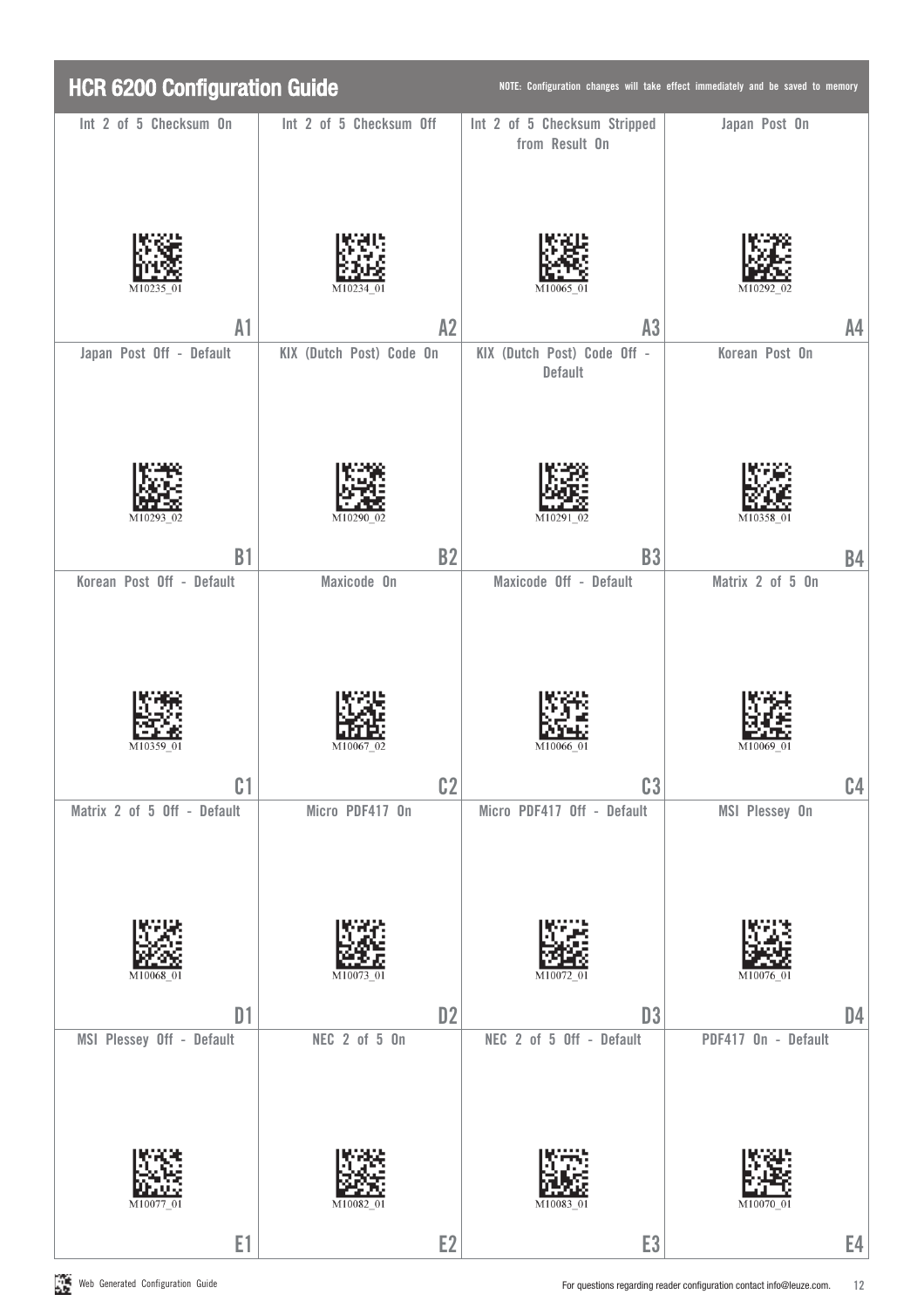# HCR 6200 Configuration Guide

NOTE: Configuration changes will take effect immediately and be saved to memory

| Int 2 of 5 Checksum On | Int 2 of 5 Checksum Off | Int 2 of 5 Checksum Stripped from Result On | Japan Post On |
|---|---|---|---|
| M10235_01 | M10234_01 | M10065_01 | M10292_02 |
| A1 | A2 | A3 | A4 |
| **Japan Post Off - Default** | **KIX (Dutch Post) Code On** | **KIX (Dutch Post) Code Off - Default** | **Korean Post On** |
| M10293_02 | M10290_02 | M10291_02 | M10358_01 |
| B1 | B2 | B3 | B4 |
| **Korean Post Off - Default** | **Maxicode On** | **Maxicode Off - Default** | **Matrix 2 of 5 On** |
| M10359_01 | M10067_02 | M10066_01 | M10069_01 |
| C1 | C2 | C3 | C4 |
| **Matrix 2 of 5 Off - Default** | **Micro PDF417 On** | **Micro PDF417 Off - Default** | **MSI Plessey On** |
| M10068_01 | M10073_01 | M10072_01 | M10076_01 |
| D1 | D2 | D3 | D4 |
| **MSI Plessey Off - Default** | **NEC 2 of 5 On** | **NEC 2 of 5 Off - Default** | **PDF417 On - Default** |
| M10077_01 | M10082_01 | M10083_01 | M10070_01 |
| E1 | E2 | E3 | E4 |

Web Generated Configuration Guide

For questions regarding reader configuration contact info@leuze.com.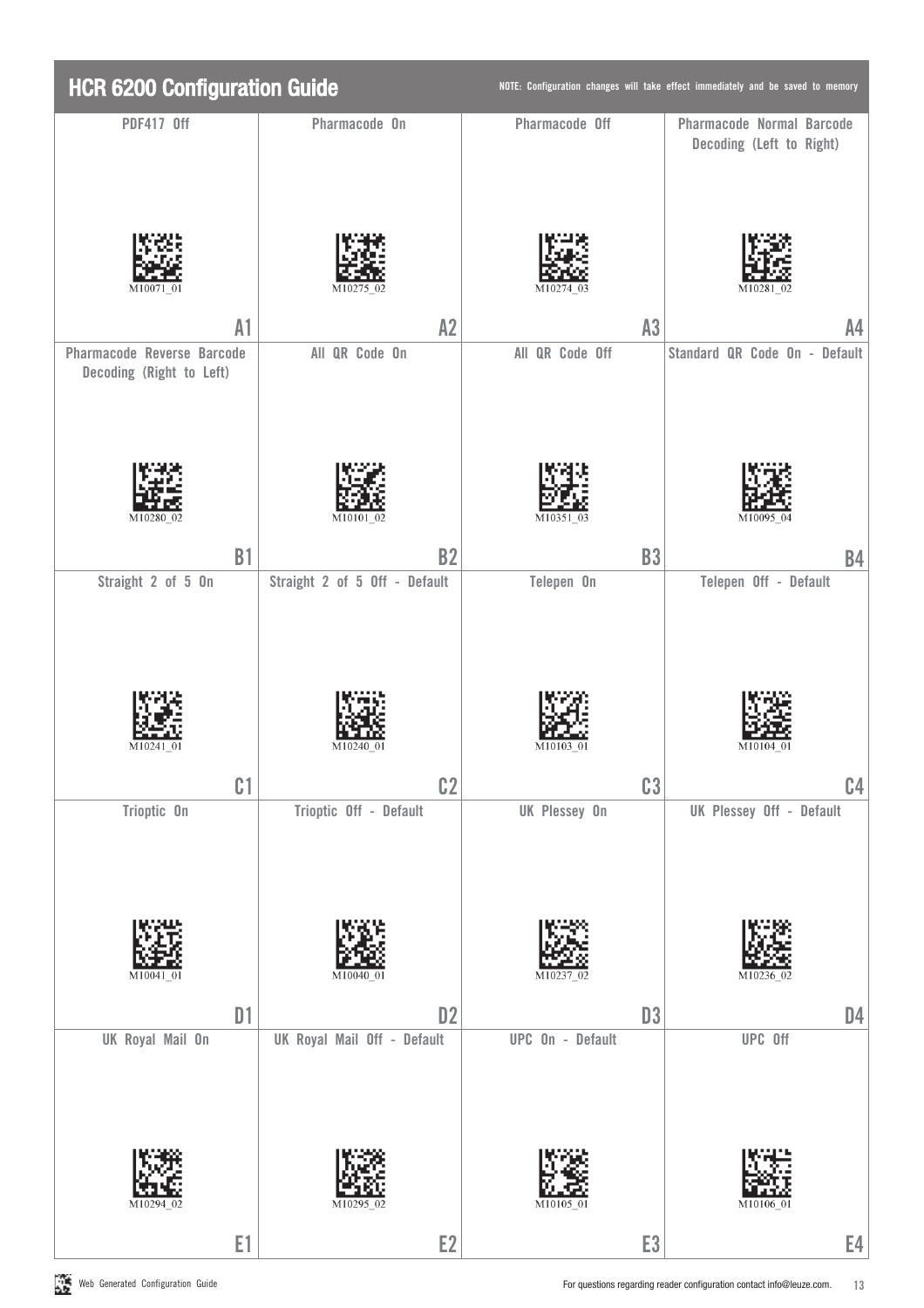# HCR 6200 Configuration Guide

NOTE: Configuration changes will take effect immediately and be saved to memory

| | 1 | 2 | 3 | 4 |
|---|---|---|---|---|
| A | PDF417 Off<br>M10071_01 | Pharmacode On<br>M10275_02 | Pharmacode Off<br>M10274_03 | Pharmacode Normal Barcode Decoding (Left to Right)<br>M10281_02 |
| B | Pharmacode Reverse Barcode Decoding (Right to Left)<br>M10280_02 | All QR Code On<br>M10101_02 | All QR Code Off<br>M10351_03 | Standard QR Code On - Default<br>M10095_04 |
| C | Straight 2 of 5 On<br>M10241_01 | Straight 2 of 5 Off - Default<br>M10240_01 | Telepen On<br>M10103_01 | Telepen Off - Default<br>M10104_01 |
| D | Trioptic On<br>M10041_01 | Trioptic Off - Default<br>M10040_01 | UK Plessey On<br>M10237_02 | UK Plessey Off - Default<br>M10236_02 |
| E | UK Royal Mail On<br>M10294_02 | UK Royal Mail Off - Default<br>M10295_02 | UPC On - Default<br>M10105_01 | UPC Off<br>M10106_01 |

Web Generated Configuration Guide

For questions regarding reader configuration contact info@leuze.com.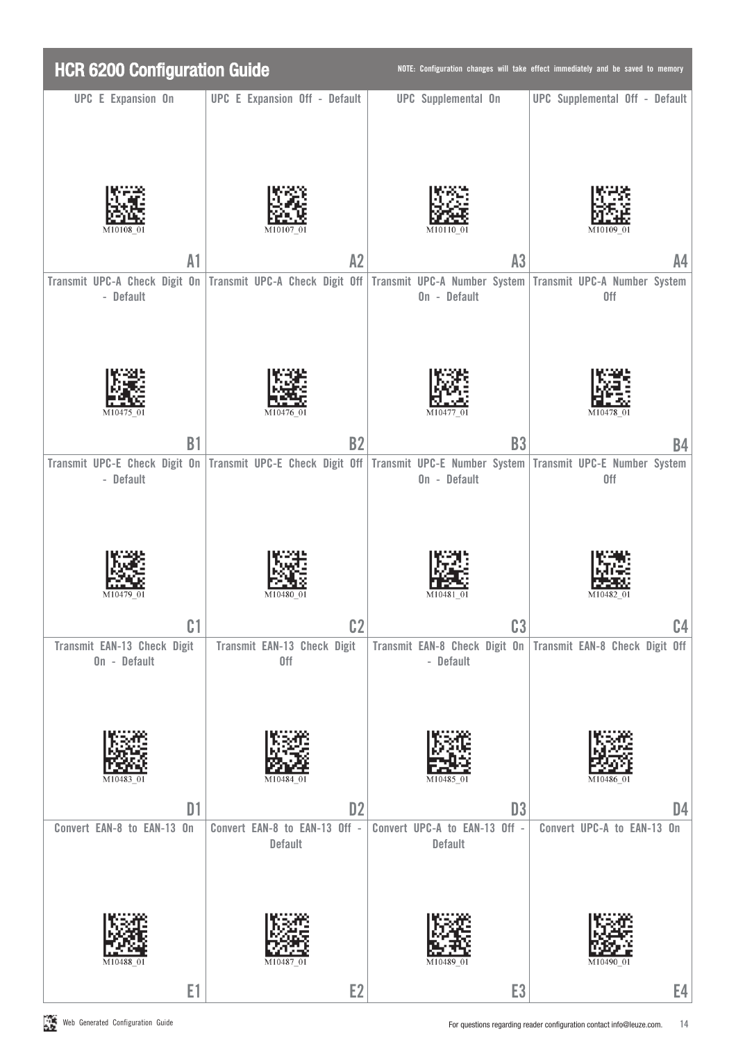# HCR 6200 Configuration Guide

NOTE: Configuration changes will take effect immediately and be saved to memory

| | 1 | 2 | 3 | 4 |
|---|---|---|---|---|
| A | UPC E Expansion On<br>M10108_01 | UPC E Expansion Off - Default<br>M10107_01 | UPC Supplemental On<br>M10110_01 | UPC Supplemental Off - Default<br>M10109_01 |
| B | Transmit UPC-A Check Digit On - Default<br>M10475_01 | Transmit UPC-A Check Digit Off<br>M10476_01 | Transmit UPC-A Number System On - Default<br>M10477_01 | Transmit UPC-A Number System Off<br>M10478_01 |
| C | Transmit UPC-E Check Digit On - Default<br>M10479_01 | Transmit UPC-E Check Digit Off<br>M10480_01 | Transmit UPC-E Number System On - Default<br>M10481_01 | Transmit UPC-E Number System Off<br>M10482_01 |
| D | Transmit EAN-13 Check Digit On - Default<br>M10483_01 | Transmit EAN-13 Check Digit Off<br>M10484_01 | Transmit EAN-8 Check Digit On - Default<br>M10485_01 | Transmit EAN-8 Check Digit Off<br>M10486_01 |
| E | Convert EAN-8 to EAN-13 On<br>M10488_01 | Convert EAN-8 to EAN-13 Off - Default<br>M10487_01 | Convert UPC-A to EAN-13 Off - Default<br>M10489_01 | Convert UPC-A to EAN-13 On<br>M10490_01 |

Web Generated Configuration Guide

For questions regarding reader configuration contact info@leuze.com.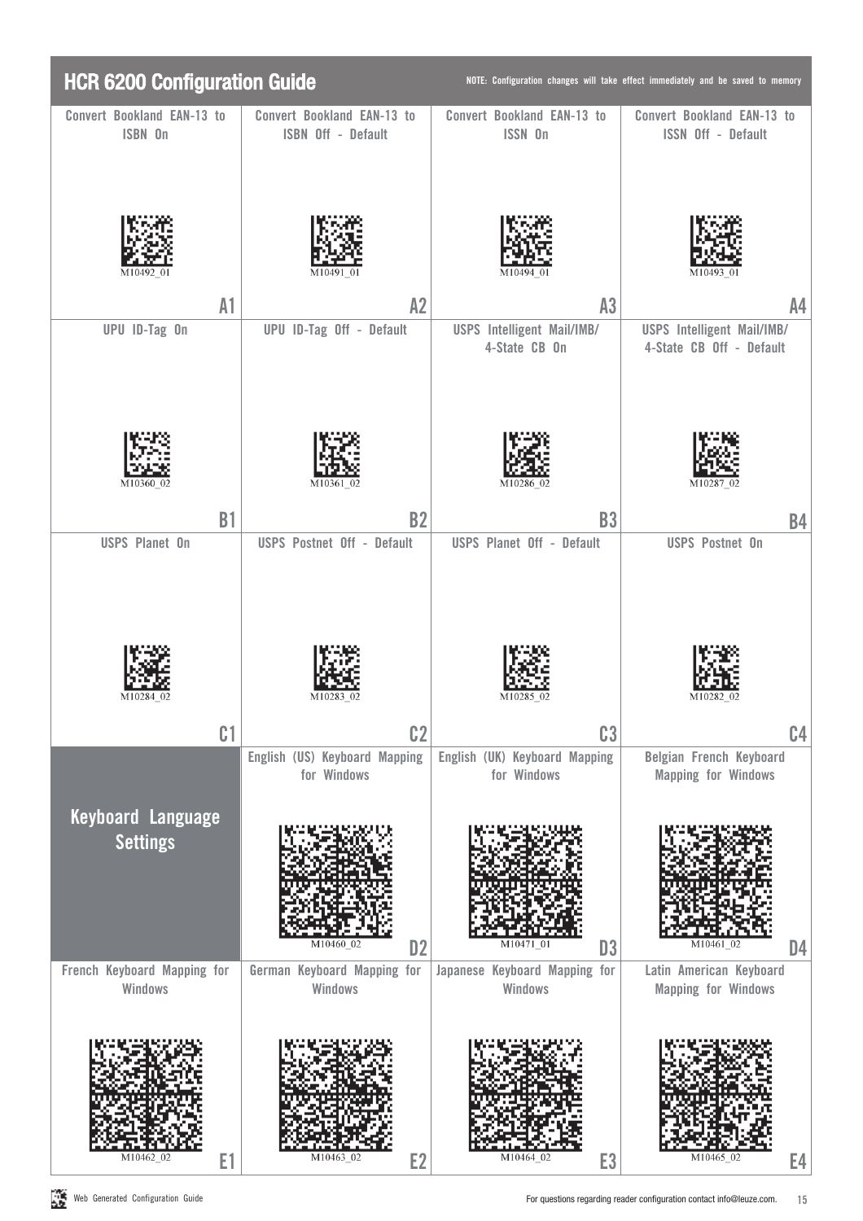# HCR 6200 Configuration Guide

NOTE: Configuration changes will take effect immediately and be saved to memory

| | 1 | 2 | 3 | 4 |
|---|---|---|---|---|
| A | Convert Bookland EAN-13 to ISBN On<br>M10492_01 | Convert Bookland EAN-13 to ISBN Off - Default<br>M10491_01 | Convert Bookland EAN-13 to ISSN On<br>M10494_01 | Convert Bookland EAN-13 to ISSN Off - Default<br>M10493_01 |
| B | UPU ID-Tag On<br>M10360_02 | UPU ID-Tag Off - Default<br>M10361_02 | USPS Intelligent Mail/IMB/ 4-State CB On<br>M10286_02 | USPS Intelligent Mail/IMB/ 4-State CB Off - Default<br>M10287_02 |
| C | USPS Planet On<br>M10284_02 | USPS Postnet Off - Default<br>M10283_02 | USPS Planet Off - Default<br>M10285_02 | USPS Postnet On<br>M10282_02 |
| D | **Keyboard Language Settings** | English (US) Keyboard Mapping for Windows<br>M10460_02 | English (UK) Keyboard Mapping for Windows<br>M10471_01 | Belgian French Keyboard Mapping for Windows<br>M10461_02 |
| E | French Keyboard Mapping for Windows<br>M10462_02 | German Keyboard Mapping for Windows<br>M10463_02 | Japanese Keyboard Mapping for Windows<br>M10464_02 | Latin American Keyboard Mapping for Windows<br>M10465_02 |

Web Generated Configuration Guide

For questions regarding reader configuration contact info@leuze.com.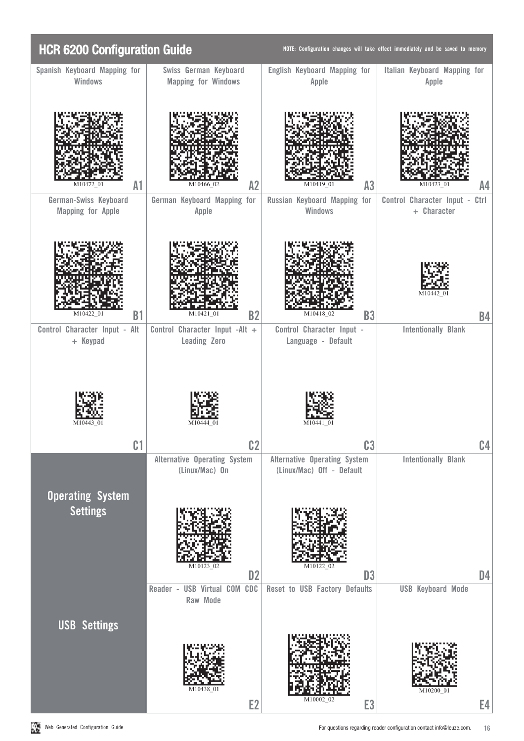# HCR 6200 Configuration Guide

NOTE: Configuration changes will take effect immediately and be saved to memory

| | | | |
|---|---|---|---|
| Spanish Keyboard Mapping for Windows<br>M10472_01<br>A1 | Swiss German Keyboard Mapping for Windows<br>M10466_02<br>A2 | English Keyboard Mapping for Apple<br>M10419_01<br>A3 | Italian Keyboard Mapping for Apple<br>M10423_01<br>A4 |
| German-Swiss Keyboard Mapping for Apple<br>M10422_01<br>B1 | German Keyboard Mapping for Apple<br>M10421_01<br>B2 | Russian Keyboard Mapping for Windows<br>M10418_02<br>B3 | Control Character Input - Ctrl + Character<br>M10442_01<br>B4 |
| Control Character Input - Alt + Keypad<br>M10443_01<br>C1 | Control Character Input -Alt + Leading Zero<br>M10444_01<br>C2 | Control Character Input - Language - Default<br>M10441_01<br>C3 | Intentionally Blank<br>C4 |
| **Operating System Settings** | Alternative Operating System (Linux/Mac) On<br>M10123_02<br>D2 | Alternative Operating System (Linux/Mac) Off - Default<br>M10122_02<br>D3 | Intentionally Blank<br>D4 |
| **USB Settings** | Reader - USB Virtual COM CDC Raw Mode<br>M10438_01<br>E2 | Reset to USB Factory Defaults<br>M10002_02<br>E3 | USB Keyboard Mode<br>M10200_01<br>E4 |

Web Generated Configuration Guide

For questions regarding reader configuration contact info@leuze.com.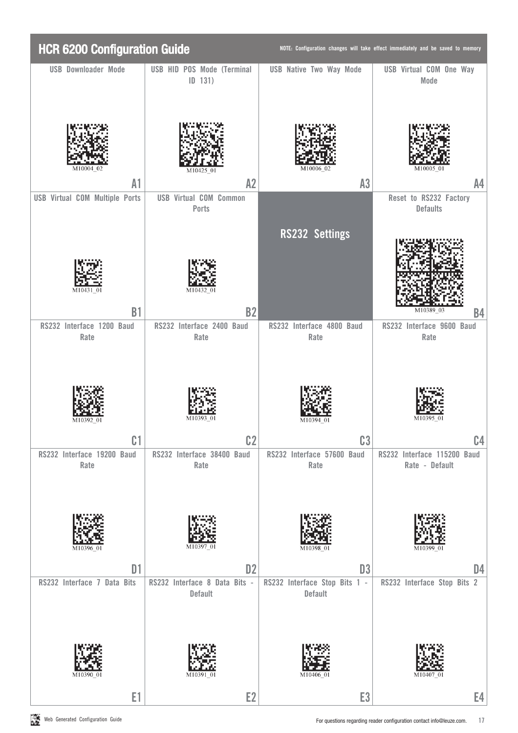# HCR 6200 Configuration Guide

NOTE: Configuration changes will take effect immediately and be saved to memory

| | | | |
|---|---|---|---|
| USB Downloader Mode<br>M10004_02<br>A1 | USB HID POS Mode (Terminal ID 131)<br>M10425_01<br>A2 | USB Native Two Way Mode<br>M10006_02<br>A3 | USB Virtual COM One Way Mode<br>M10005_01<br>A4 |
| USB Virtual COM Multiple Ports<br>M10431_01<br>B1 | USB Virtual COM Common Ports<br>M10432_01<br>B2 | **RS232 Settings** | Reset to RS232 Factory Defaults<br>M10389_03<br>B4 |
| RS232 Interface 1200 Baud Rate<br>M10392_01<br>C1 | RS232 Interface 2400 Baud Rate<br>M10393_01<br>C2 | RS232 Interface 4800 Baud Rate<br>M10394_01<br>C3 | RS232 Interface 9600 Baud Rate<br>M10395_01<br>C4 |
| RS232 Interface 19200 Baud Rate<br>M10396_01<br>D1 | RS232 Interface 38400 Baud Rate<br>M10397_01<br>D2 | RS232 Interface 57600 Baud Rate<br>M10398_01<br>D3 | RS232 Interface 115200 Baud Rate - Default<br>M10399_01<br>D4 |
| RS232 Interface 7 Data Bits<br>M10390_01<br>E1 | RS232 Interface 8 Data Bits - Default<br>M10391_01<br>E2 | RS232 Interface Stop Bits 1 - Default<br>M10406_01<br>E3 | RS232 Interface Stop Bits 2<br>M10407_01<br>E4 |

Web Generated Configuration Guide

For questions regarding reader configuration contact info@leuze.com.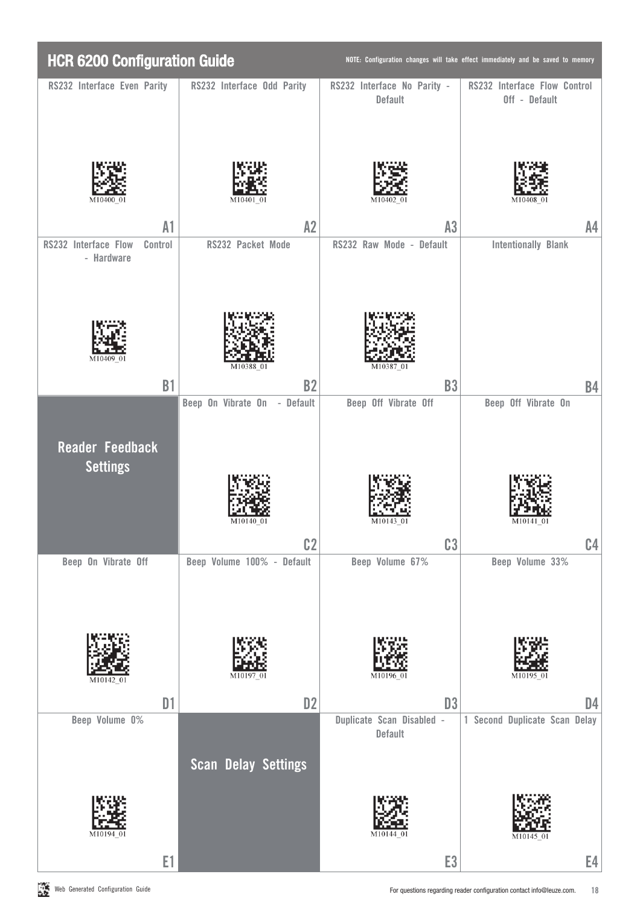# HCR 6200 Configuration Guide

NOTE: Configuration changes will take effect immediately and be saved to memory

| | | | |
|---|---|---|---|
| RS232 Interface Even Parity<br>M10400_01<br>A1 | RS232 Interface Odd Parity<br>M10401_01<br>A2 | RS232 Interface No Parity - Default<br>M10402_01<br>A3 | RS232 Interface Flow Control Off - Default<br>M10408_01<br>A4 |
| RS232 Interface Flow Control - Hardware<br>M10409_01<br>B1 | RS232 Packet Mode<br>M10388_01<br>B2 | RS232 Raw Mode - Default<br>M10387_01<br>B3 | Intentionally Blank<br>B4 |
| **Reader Feedback Settings** | Beep On Vibrate On - Default<br>M10140_01<br>C2 | Beep Off Vibrate Off<br>M10143_01<br>C3 | Beep Off Vibrate On<br>M10141_01<br>C4 |
| Beep On Vibrate Off<br>M10142_01<br>D1 | Beep Volume 100% - Default<br>M10197_01<br>D2 | Beep Volume 67%<br>M10196_01<br>D3 | Beep Volume 33%<br>M10195_01<br>D4 |
| Beep Volume 0%<br>M10194_01<br>E1 | **Scan Delay Settings** | Duplicate Scan Disabled - Default<br>M10144_01<br>E3 | 1 Second Duplicate Scan Delay<br>M10145_01<br>E4 |

Web Generated Configuration Guide

For questions regarding reader configuration contact info@leuze.com.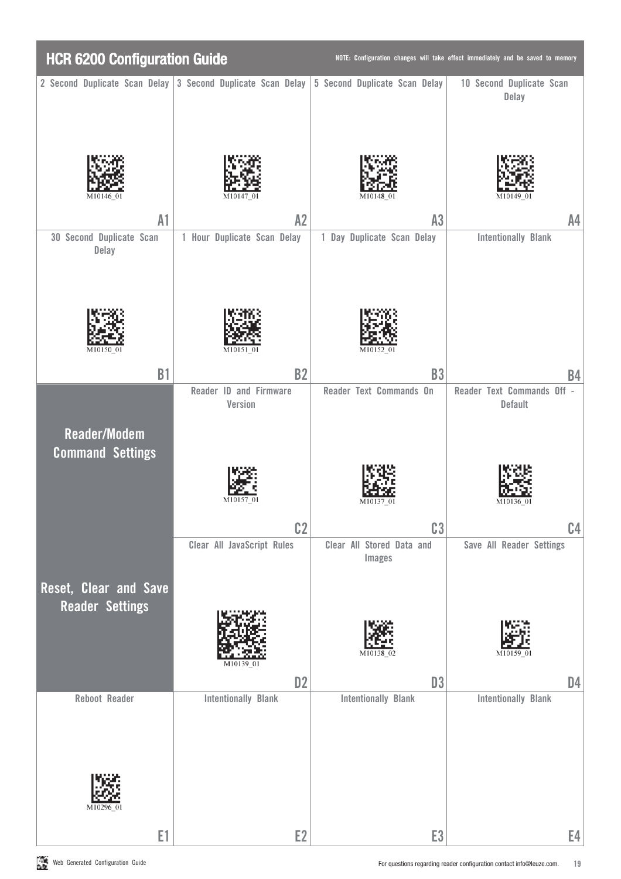# HCR 6200 Configuration Guide

NOTE: Configuration changes will take effect immediately and be saved to memory

| | | | |
|---|---|---|---|
| 2 Second Duplicate Scan Delay<br>M10146_01<br>A1 | 3 Second Duplicate Scan Delay<br>M10147_01<br>A2 | 5 Second Duplicate Scan Delay<br>M10148_01<br>A3 | 10 Second Duplicate Scan Delay<br>M10149_01<br>A4 |
| 30 Second Duplicate Scan Delay<br>M10150_01<br>B1 | 1 Hour Duplicate Scan Delay<br>M10151_01<br>B2 | 1 Day Duplicate Scan Delay<br>M10152_01<br>B3 | Intentionally Blank<br>B4 |
| **Reader/Modem Command Settings** | Reader ID and Firmware Version<br>M10157_01<br>C2 | Reader Text Commands On<br>M10137_01<br>C3 | Reader Text Commands Off - Default<br>M10136_01<br>C4 |
| **Reset, Clear and Save Reader Settings** | Clear All JavaScript Rules<br>M10139_01<br>D2 | Clear All Stored Data and Images<br>M10138_02<br>D3 | Save All Reader Settings<br>M10159_01<br>D4 |
| Reboot Reader<br>M10296_01<br>E1 | Intentionally Blank<br>E2 | Intentionally Blank<br>E3 | Intentionally Blank<br>E4 |

Web Generated Configuration Guide

For questions regarding reader configuration contact info@leuze.com.